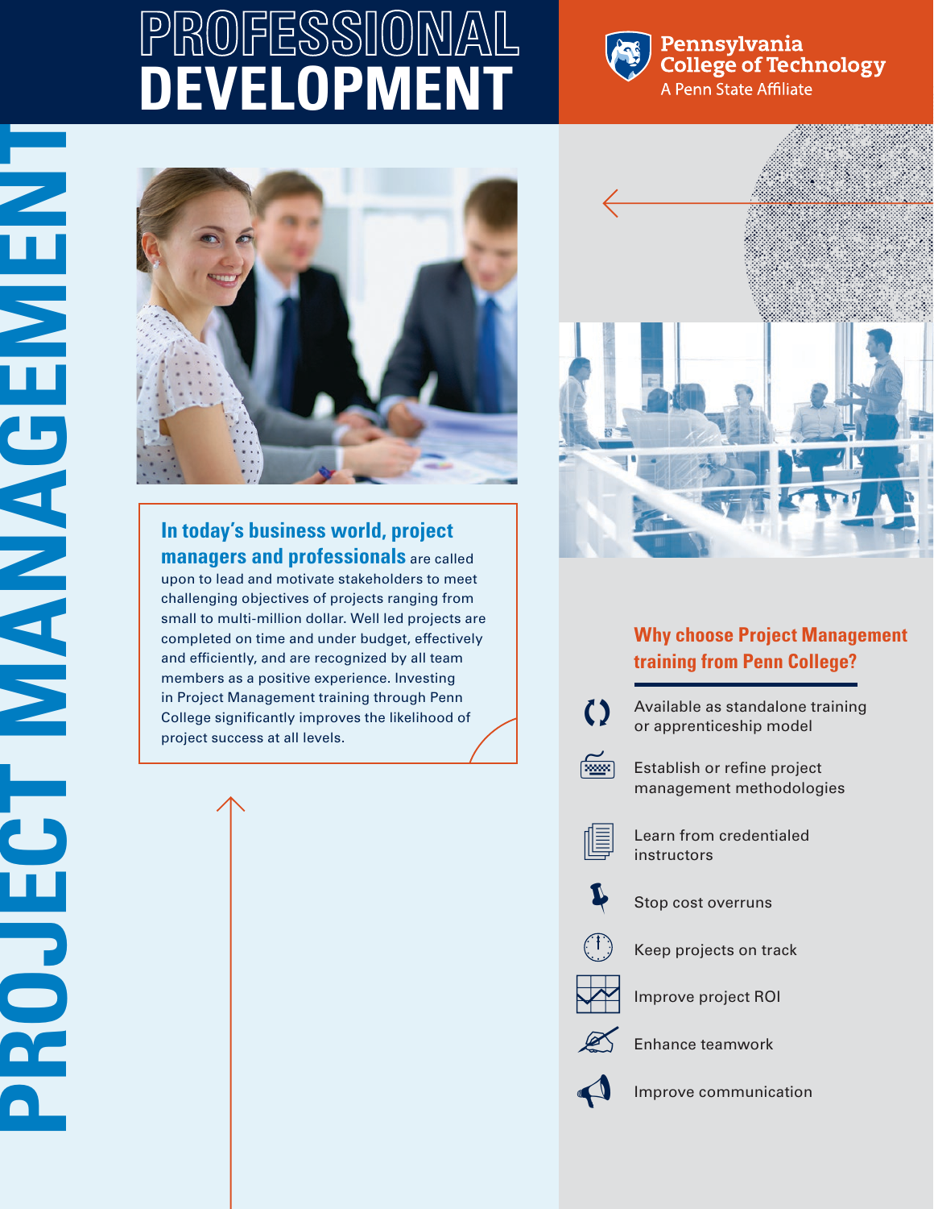# PROFESSIONAL DEVELOPMENT

Pennsylvania College of Technology
A Penn State Affiliate

# PROJECT MANAGEMENT

**In today's business world, project managers and professionals** are called upon to lead and motivate stakeholders to meet challenging objectives of projects ranging from small to multi-million dollar. Well led projects are completed on time and under budget, effectively and efficiently, and are recognized by all team members as a positive experience. Investing in Project Management training through Penn College significantly improves the likelihood of project success at all levels.

## Why choose Project Management training from Penn College?

- Available as standalone training or apprenticeship model
- Establish or refine project management methodologies
- Learn from credentialed instructors
- Stop cost overruns
- Keep projects on track
- Improve project ROI
- Enhance teamwork
- Improve communication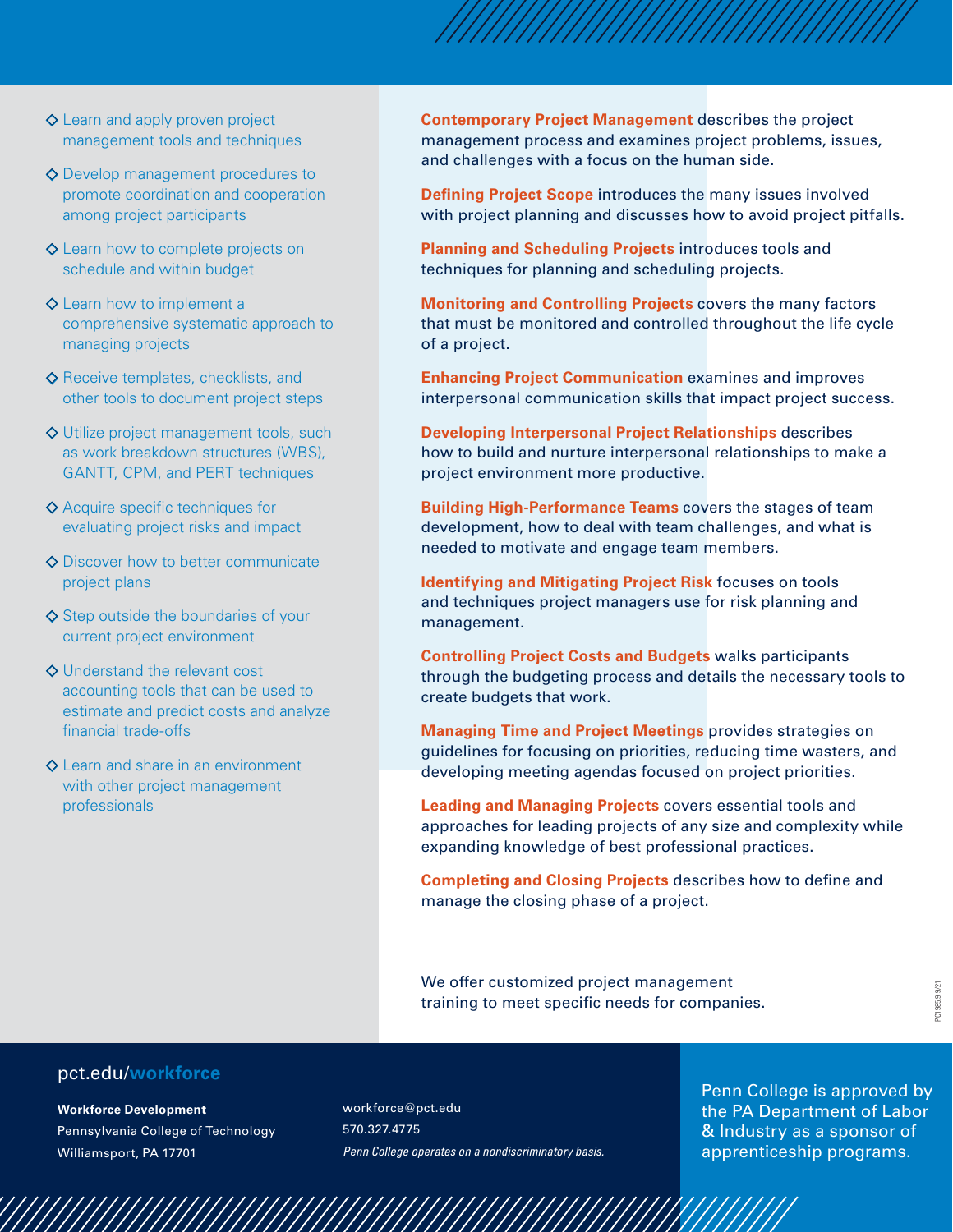- ◇ Learn and apply proven project management tools and techniques
- ◇ Develop management procedures to promote coordination and cooperation among project participants
- ◇ Learn how to complete projects on schedule and within budget
- ◇ Learn how to implement a comprehensive systematic approach to managing projects
- ◇ Receive templates, checklists, and other tools to document project steps
- ◇ Utilize project management tools, such as work breakdown structures (WBS), GANTT, CPM, and PERT techniques
- ◇ Acquire specific techniques for evaluating project risks and impact
- ◇ Discover how to better communicate project plans
- ◇ Step outside the boundaries of your current project environment
- ◇ Understand the relevant cost accounting tools that can be used to estimate and predict costs and analyze financial trade-offs
- ◇ Learn and share in an environment with other project management professionals

**Contemporary Project Management** describes the project management process and examines project problems, issues, and challenges with a focus on the human side.

**Defining Project Scope** introduces the many issues involved with project planning and discusses how to avoid project pitfalls.

**Planning and Scheduling Projects** introduces tools and techniques for planning and scheduling projects.

**Monitoring and Controlling Projects** covers the many factors that must be monitored and controlled throughout the life cycle of a project.

**Enhancing Project Communication** examines and improves interpersonal communication skills that impact project success.

**Developing Interpersonal Project Relationships** describes how to build and nurture interpersonal relationships to make a project environment more productive.

**Building High-Performance Teams** covers the stages of team development, how to deal with team challenges, and what is needed to motivate and engage team members.

**Identifying and Mitigating Project Risk** focuses on tools and techniques project managers use for risk planning and management.

**Controlling Project Costs and Budgets** walks participants through the budgeting process and details the necessary tools to create budgets that work.

**Managing Time and Project Meetings** provides strategies on guidelines for focusing on priorities, reducing time wasters, and developing meeting agendas focused on project priorities.

**Leading and Managing Projects** covers essential tools and approaches for leading projects of any size and complexity while expanding knowledge of best professional practices.

**Completing and Closing Projects** describes how to define and manage the closing phase of a project.

We offer customized project management training to meet specific needs for companies.

PC1865.9 9/21

pct.edu/**workforce**

**Workforce Development**
Pennsylvania College of Technology
Williamsport, PA 17701

workforce@pct.edu
570.327.4775
*Penn College operates on a nondiscriminatory basis.*

Penn College is approved by the PA Department of Labor & Industry as a sponsor of apprenticeship programs.